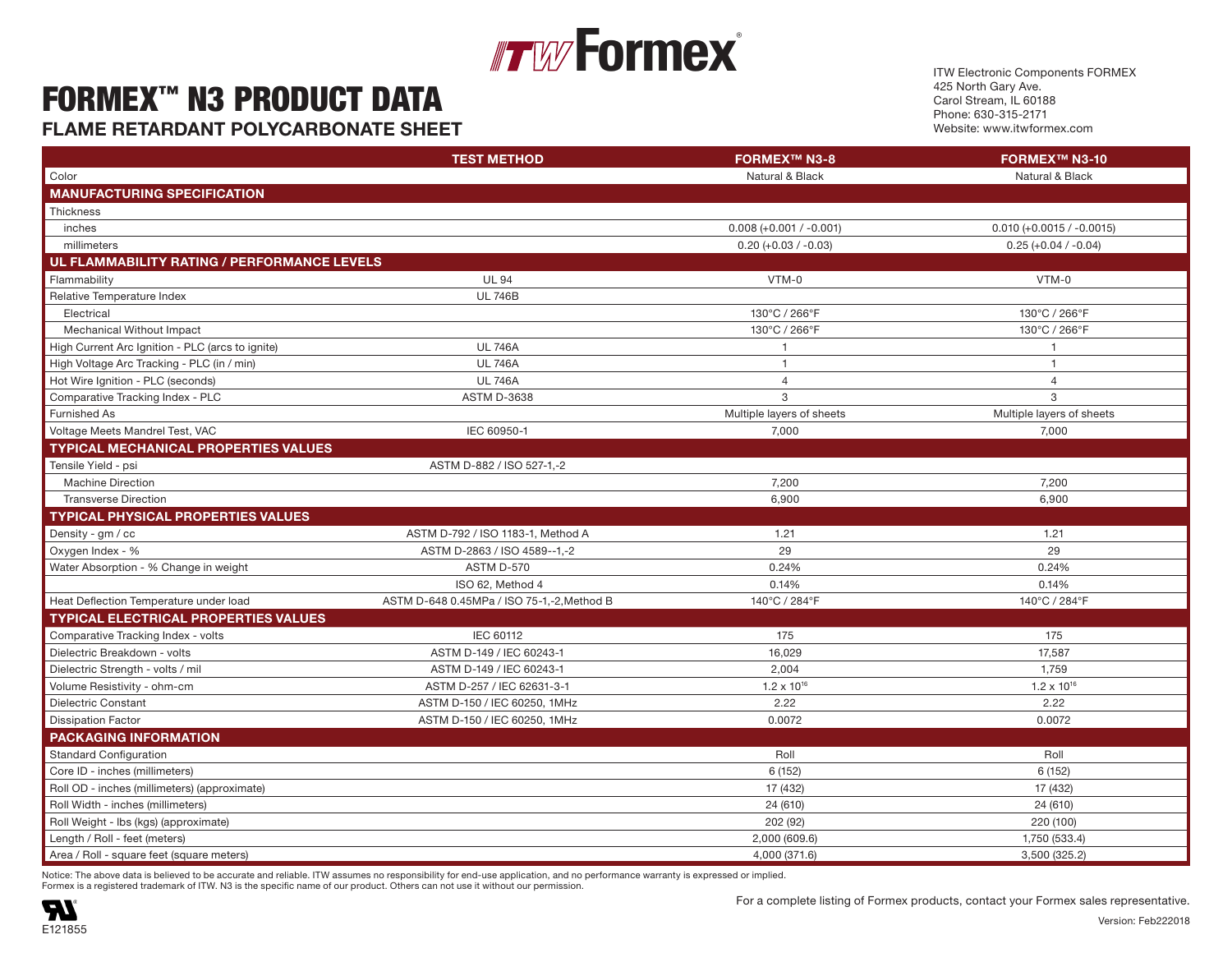ITW Formex®

# FORMEX™ N3 PRODUCT DATA

## FLAME RETARDANT POLYCARBONATE SHEET

ITW Electronic Components FORMEX
425 North Gary Ave.
Carol Stream, IL 60188
Phone: 630-315-2171
Website: www.itwformex.com

| | TEST METHOD | FORMEX™ N3-8 | FORMEX™ N3-10 |
|---|---|---|---|
| Color | | Natural & Black | Natural & Black |
| **MANUFACTURING SPECIFICATION** | | | |
| Thickness | | | |
| inches | | 0.008 (+0.001 / -0.001) | 0.010 (+0.0015 / -0.0015) |
| millimeters | | 0.20 (+0.03 / -0.03) | 0.25 (+0.04 / -0.04) |
| **UL FLAMMABILITY RATING / PERFORMANCE LEVELS** | | | |
| Flammability | UL 94 | VTM-0 | VTM-0 |
| Relative Temperature Index | UL 746B | | |
| Electrical | | 130°C / 266°F | 130°C / 266°F |
| Mechanical Without Impact | | 130°C / 266°F | 130°C / 266°F |
| High Current Arc Ignition - PLC (arcs to ignite) | UL 746A | 1 | 1 |
| High Voltage Arc Tracking - PLC (in / min) | UL 746A | 1 | 1 |
| Hot Wire Ignition - PLC (seconds) | UL 746A | 4 | 4 |
| Comparative Tracking Index - PLC | ASTM D-3638 | 3 | 3 |
| Furnished As | | Multiple layers of sheets | Multiple layers of sheets |
| Voltage Meets Mandrel Test, VAC | IEC 60950-1 | 7,000 | 7,000 |
| **TYPICAL MECHANICAL PROPERTIES VALUES** | | | |
| Tensile Yield - psi | ASTM D-882 / ISO 527-1,-2 | | |
| Machine Direction | | 7,200 | 7,200 |
| Transverse Direction | | 6,900 | 6,900 |
| **TYPICAL PHYSICAL PROPERTIES VALUES** | | | |
| Density - gm / cc | ASTM D-792 / ISO 1183-1, Method A | 1.21 | 1.21 |
| Oxygen Index - % | ASTM D-2863 / ISO 4589--1,-2 | 29 | 29 |
| Water Absorption - % Change in weight | ASTM D-570 | 0.24% | 0.24% |
| | ISO 62, Method 4 | 0.14% | 0.14% |
| Heat Deflection Temperature under load | ASTM D-648 0.45MPa / ISO 75-1,-2,Method B | 140°C / 284°F | 140°C / 284°F |
| **TYPICAL ELECTRICAL PROPERTIES VALUES** | | | |
| Comparative Tracking Index - volts | IEC 60112 | 175 | 175 |
| Dielectric Breakdown - volts | ASTM D-149 / IEC 60243-1 | 16,029 | 17,587 |
| Dielectric Strength - volts / mil | ASTM D-149 / IEC 60243-1 | 2,004 | 1,759 |
| Volume Resistivity - ohm-cm | ASTM D-257 / IEC 62631-3-1 | $1.2 \times 10^{16}$ | $1.2 \times 10^{16}$ |
| Dielectric Constant | ASTM D-150 / IEC 60250, 1MHz | 2.22 | 2.22 |
| Dissipation Factor | ASTM D-150 / IEC 60250, 1MHz | 0.0072 | 0.0072 |
| **PACKAGING INFORMATION** | | | |
| Standard Configuration | | Roll | Roll |
| Core ID - inches (millimeters) | | 6 (152) | 6 (152) |
| Roll OD - inches (millimeters) (approximate) | | 17 (432) | 17 (432) |
| Roll Width - inches (millimeters) | | 24 (610) | 24 (610) |
| Roll Weight - lbs (kgs) (approximate) | | 202 (92) | 220 (100) |
| Length / Roll - feet (meters) | | 2,000 (609.6) | 1,750 (533.4) |
| Area / Roll - square feet (square meters) | | 4,000 (371.6) | 3,500 (325.2) |

Notice: The above data is believed to be accurate and reliable. ITW assumes no responsibility for end-use application, and no performance warranty is expressed or implied.
Formex is a registered trademark of ITW. N3 is the specific name of our product. Others can not use it without our permission.

E121855

For a complete listing of Formex products, contact your Formex sales representative.

Version: Feb222018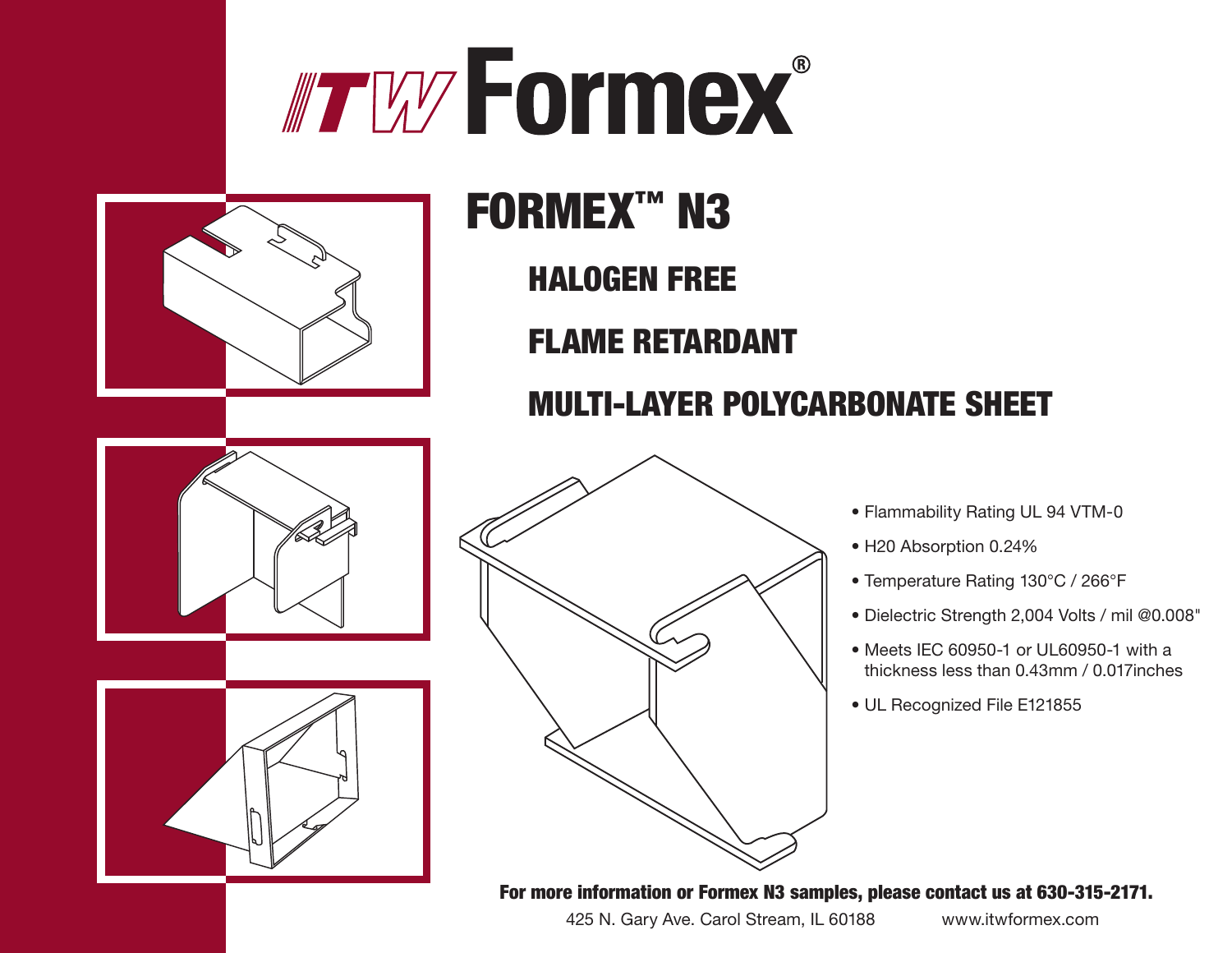# ITW Formex®

## FORMEX™ N3

### HALOGEN FREE

### FLAME RETARDANT

### MULTI-LAYER POLYCARBONATE SHEET

- Flammability Rating UL 94 VTM-0
- H20 Absorption 0.24%
- Temperature Rating 130°C / 266°F
- Dielectric Strength 2,004 Volts / mil @0.008"
- Meets IEC 60950-1 or UL60950-1 with a thickness less than 0.43mm / 0.017inches
- UL Recognized File E121855

**For more information or Formex N3 samples, please contact us at 630-315-2171.**

425 N. Gary Ave. Carol Stream, IL 60188 www.itwformex.com